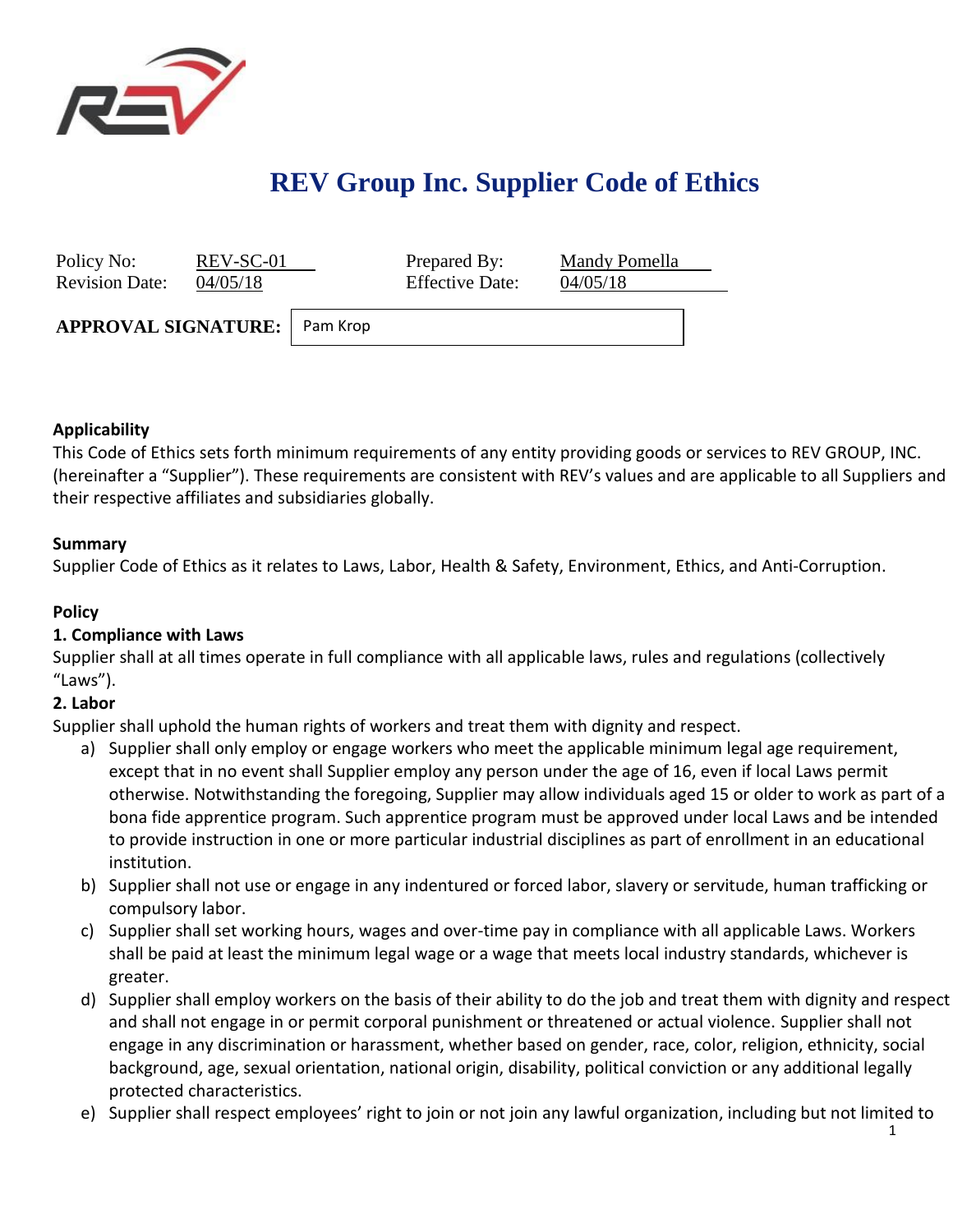# REV Group Inc. Supplier Code of Ethics

| Policy No: | REV-SC-01 | Prepared By: | Mandy Pomella |
|---|---|---|---|
| Revision Date: | 04/05/18 | Effective Date: | 04/05/18 |

**APPROVAL SIGNATURE:** Pam Krop

**Applicability**

This Code of Ethics sets forth minimum requirements of any entity providing goods or services to REV GROUP, INC. (hereinafter a "Supplier"). These requirements are consistent with REV's values and are applicable to all Suppliers and their respective affiliates and subsidiaries globally.

**Summary**

Supplier Code of Ethics as it relates to Laws, Labor, Health & Safety, Environment, Ethics, and Anti-Corruption.

**Policy**

**1. Compliance with Laws**

Supplier shall at all times operate in full compliance with all applicable laws, rules and regulations (collectively "Laws").

**2. Labor**

Supplier shall uphold the human rights of workers and treat them with dignity and respect.

a) Supplier shall only employ or engage workers who meet the applicable minimum legal age requirement, except that in no event shall Supplier employ any person under the age of 16, even if local Laws permit otherwise. Notwithstanding the foregoing, Supplier may allow individuals aged 15 or older to work as part of a bona fide apprentice program. Such apprentice program must be approved under local Laws and be intended to provide instruction in one or more particular industrial disciplines as part of enrollment in an educational institution.

b) Supplier shall not use or engage in any indentured or forced labor, slavery or servitude, human trafficking or compulsory labor.

c) Supplier shall set working hours, wages and over-time pay in compliance with all applicable Laws. Workers shall be paid at least the minimum legal wage or a wage that meets local industry standards, whichever is greater.

d) Supplier shall employ workers on the basis of their ability to do the job and treat them with dignity and respect and shall not engage in or permit corporal punishment or threatened or actual violence. Supplier shall not engage in any discrimination or harassment, whether based on gender, race, color, religion, ethnicity, social background, age, sexual orientation, national origin, disability, political conviction or any additional legally protected characteristics.

e) Supplier shall respect employees' right to join or not join any lawful organization, including but not limited to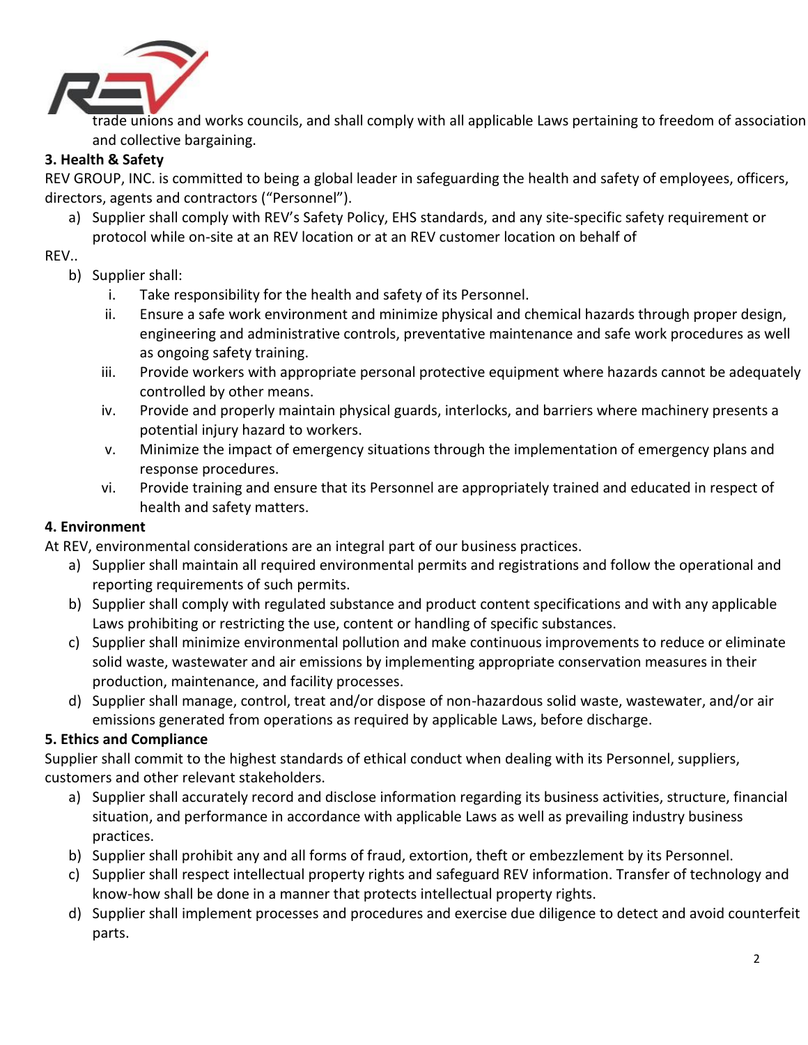trade unions and works councils, and shall comply with all applicable Laws pertaining to freedom of association and collective bargaining.

**3. Health & Safety**

REV GROUP, INC. is committed to being a global leader in safeguarding the health and safety of employees, officers, directors, agents and contractors ("Personnel").

a) Supplier shall comply with REV's Safety Policy, EHS standards, and any site-specific safety requirement or protocol while on-site at an REV location or at an REV customer location on behalf of REV..

b) Supplier shall:

   i. Take responsibility for the health and safety of its Personnel.
   ii. Ensure a safe work environment and minimize physical and chemical hazards through proper design, engineering and administrative controls, preventative maintenance and safe work procedures as well as ongoing safety training.
   iii. Provide workers with appropriate personal protective equipment where hazards cannot be adequately controlled by other means.
   iv. Provide and properly maintain physical guards, interlocks, and barriers where machinery presents a potential injury hazard to workers.
   v. Minimize the impact of emergency situations through the implementation of emergency plans and response procedures.
   vi. Provide training and ensure that its Personnel are appropriately trained and educated in respect of health and safety matters.

**4. Environment**

At REV, environmental considerations are an integral part of our business practices.

a) Supplier shall maintain all required environmental permits and registrations and follow the operational and reporting requirements of such permits.
b) Supplier shall comply with regulated substance and product content specifications and with any applicable Laws prohibiting or restricting the use, content or handling of specific substances.
c) Supplier shall minimize environmental pollution and make continuous improvements to reduce or eliminate solid waste, wastewater and air emissions by implementing appropriate conservation measures in their production, maintenance, and facility processes.
d) Supplier shall manage, control, treat and/or dispose of non-hazardous solid waste, wastewater, and/or air emissions generated from operations as required by applicable Laws, before discharge.

**5. Ethics and Compliance**

Supplier shall commit to the highest standards of ethical conduct when dealing with its Personnel, suppliers, customers and other relevant stakeholders.

a) Supplier shall accurately record and disclose information regarding its business activities, structure, financial situation, and performance in accordance with applicable Laws as well as prevailing industry business practices.
b) Supplier shall prohibit any and all forms of fraud, extortion, theft or embezzlement by its Personnel.
c) Supplier shall respect intellectual property rights and safeguard REV information. Transfer of technology and know-how shall be done in a manner that protects intellectual property rights.
d) Supplier shall implement processes and procedures and exercise due diligence to detect and avoid counterfeit parts.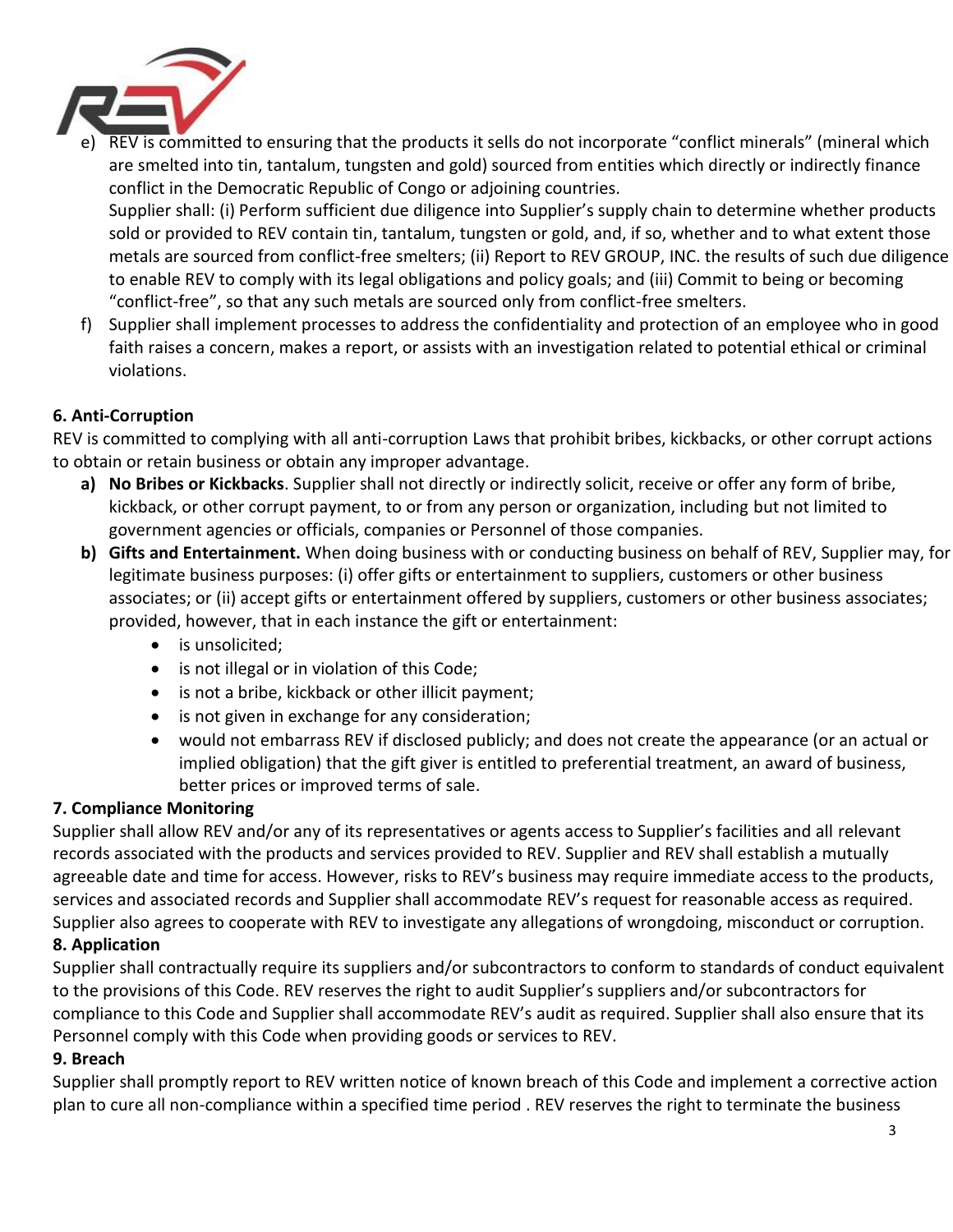e) REV is committed to ensuring that the products it sells do not incorporate "conflict minerals" (mineral which are smelted into tin, tantalum, tungsten and gold) sourced from entities which directly or indirectly finance conflict in the Democratic Republic of Congo or adjoining countries.
   Supplier shall: (i) Perform sufficient due diligence into Supplier's supply chain to determine whether products sold or provided to REV contain tin, tantalum, tungsten or gold, and, if so, whether and to what extent those metals are sourced from conflict-free smelters; (ii) Report to REV GROUP, INC. the results of such due diligence to enable REV to comply with its legal obligations and policy goals; and (iii) Commit to being or becoming "conflict-free", so that any such metals are sourced only from conflict-free smelters.

f) Supplier shall implement processes to address the confidentiality and protection of an employee who in good faith raises a concern, makes a report, or assists with an investigation related to potential ethical or criminal violations.

**6. Anti-Corruption**

REV is committed to complying with all anti-corruption Laws that prohibit bribes, kickbacks, or other corrupt actions to obtain or retain business or obtain any improper advantage.

a) **No Bribes or Kickbacks**. Supplier shall not directly or indirectly solicit, receive or offer any form of bribe, kickback, or other corrupt payment, to or from any person or organization, including but not limited to government agencies or officials, companies or Personnel of those companies.

b) **Gifts and Entertainment.** When doing business with or conducting business on behalf of REV, Supplier may, for legitimate business purposes: (i) offer gifts or entertainment to suppliers, customers or other business associates; or (ii) accept gifts or entertainment offered by suppliers, customers or other business associates; provided, however, that in each instance the gift or entertainment:
   - is unsolicited;
   - is not illegal or in violation of this Code;
   - is not a bribe, kickback or other illicit payment;
   - is not given in exchange for any consideration;
   - would not embarrass REV if disclosed publicly; and does not create the appearance (or an actual or implied obligation) that the gift giver is entitled to preferential treatment, an award of business, better prices or improved terms of sale.

**7. Compliance Monitoring**

Supplier shall allow REV and/or any of its representatives or agents access to Supplier's facilities and all relevant records associated with the products and services provided to REV. Supplier and REV shall establish a mutually agreeable date and time for access. However, risks to REV's business may require immediate access to the products, services and associated records and Supplier shall accommodate REV's request for reasonable access as required. Supplier also agrees to cooperate with REV to investigate any allegations of wrongdoing, misconduct or corruption.

**8. Application**

Supplier shall contractually require its suppliers and/or subcontractors to conform to standards of conduct equivalent to the provisions of this Code. REV reserves the right to audit Supplier's suppliers and/or subcontractors for compliance to this Code and Supplier shall accommodate REV's audit as required. Supplier shall also ensure that its Personnel comply with this Code when providing goods or services to REV.

**9. Breach**

Supplier shall promptly report to REV written notice of known breach of this Code and implement a corrective action plan to cure all non-compliance within a specified time period . REV reserves the right to terminate the business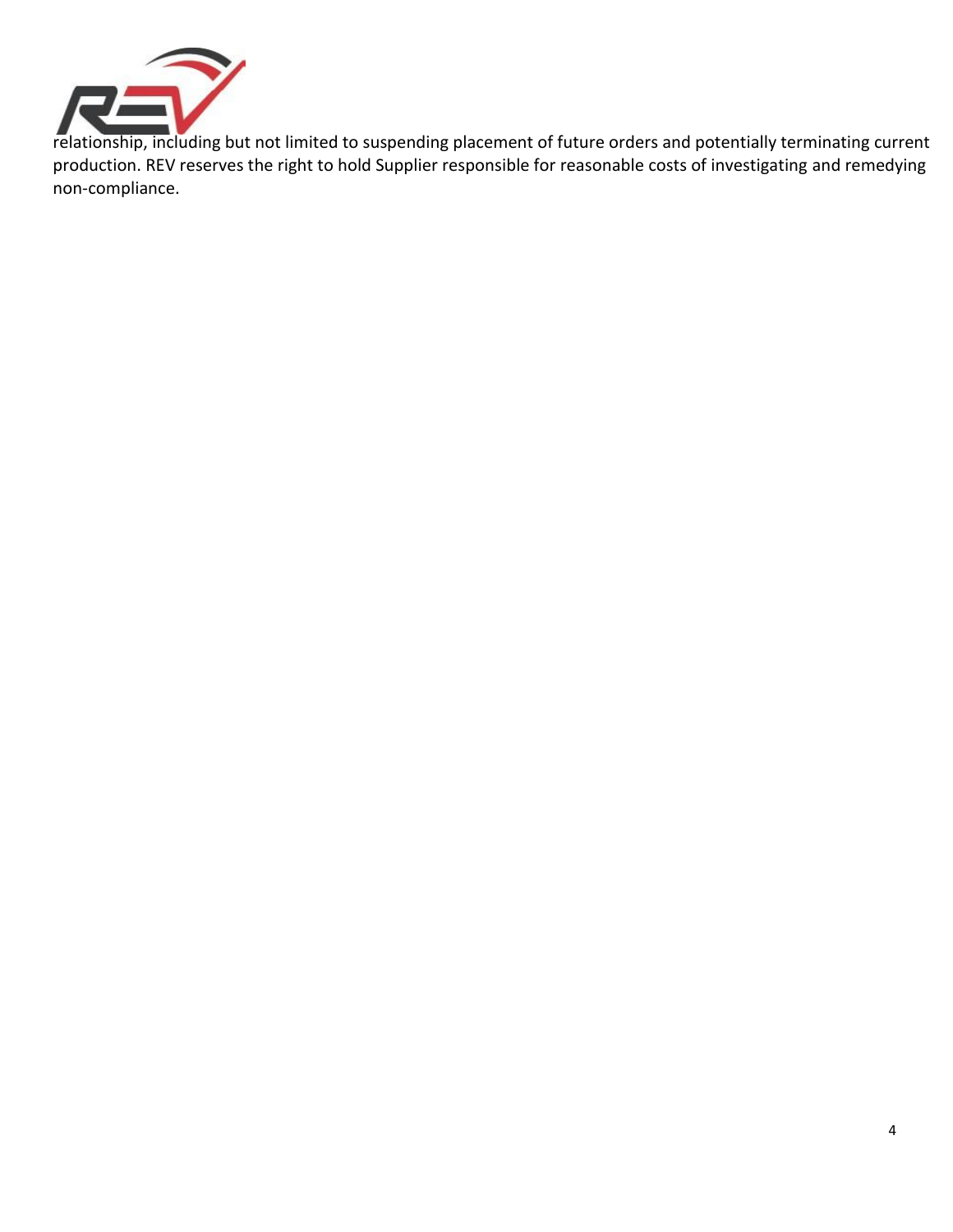relationship, including but not limited to suspending placement of future orders and potentially terminating current production. REV reserves the right to hold Supplier responsible for reasonable costs of investigating and remedying non-compliance.